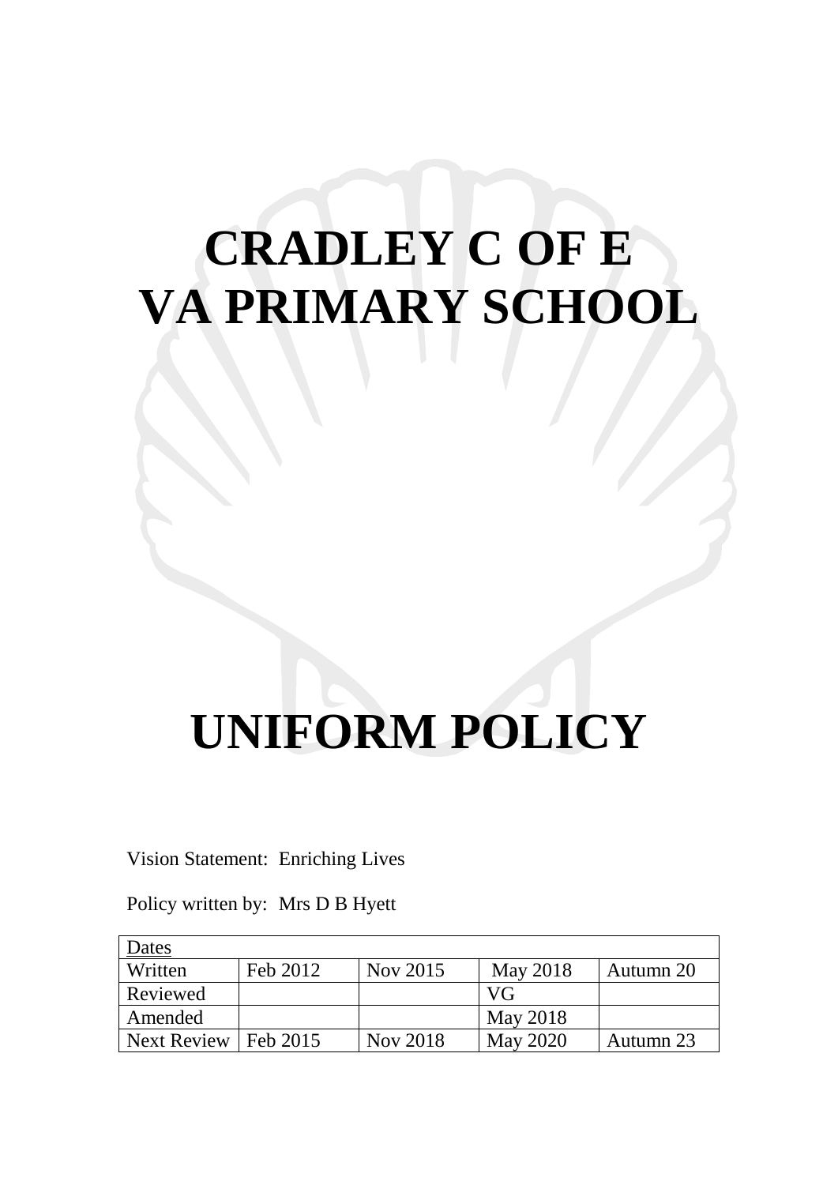# CRADLEY C OF E VA PRIMARY SCHOOL

# UNIFORM POLICY

Vision Statement: Enriching Lives

Policy written by: Mrs D B Hyett

| Dates | | | | |
|---|---|---|---|---|
| Written | Feb 2012 | Nov 2015 | May 2018 | Autumn 20 |
| Reviewed | | | VG | |
| Amended | | | May 2018 | |
| Next Review | Feb 2015 | Nov 2018 | May 2020 | Autumn 23 |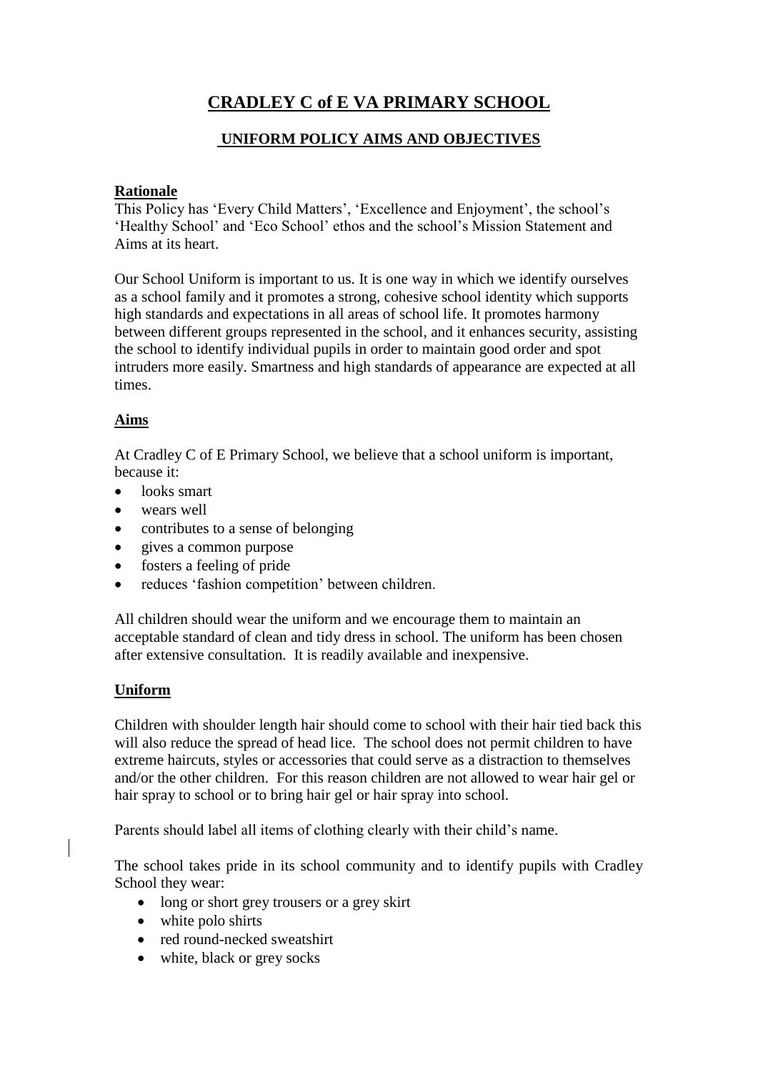# CRADLEY C of E VA PRIMARY SCHOOL

## UNIFORM POLICY AIMS AND OBJECTIVES

**Rationale**

This Policy has 'Every Child Matters', 'Excellence and Enjoyment', the school's 'Healthy School' and 'Eco School' ethos and the school's Mission Statement and Aims at its heart.

Our School Uniform is important to us. It is one way in which we identify ourselves as a school family and it promotes a strong, cohesive school identity which supports high standards and expectations in all areas of school life. It promotes harmony between different groups represented in the school, and it enhances security, assisting the school to identify individual pupils in order to maintain good order and spot intruders more easily. Smartness and high standards of appearance are expected at all times.

**Aims**

At Cradley C of E Primary School, we believe that a school uniform is important, because it:

- looks smart
- wears well
- contributes to a sense of belonging
- gives a common purpose
- fosters a feeling of pride
- reduces 'fashion competition' between children.

All children should wear the uniform and we encourage them to maintain an acceptable standard of clean and tidy dress in school. The uniform has been chosen after extensive consultation. It is readily available and inexpensive.

**Uniform**

Children with shoulder length hair should come to school with their hair tied back this will also reduce the spread of head lice. The school does not permit children to have extreme haircuts, styles or accessories that could serve as a distraction to themselves and/or the other children. For this reason children are not allowed to wear hair gel or hair spray to school or to bring hair gel or hair spray into school.

Parents should label all items of clothing clearly with their child's name.

The school takes pride in its school community and to identify pupils with Cradley School they wear:

- long or short grey trousers or a grey skirt
- white polo shirts
- red round-necked sweatshirt
- white, black or grey socks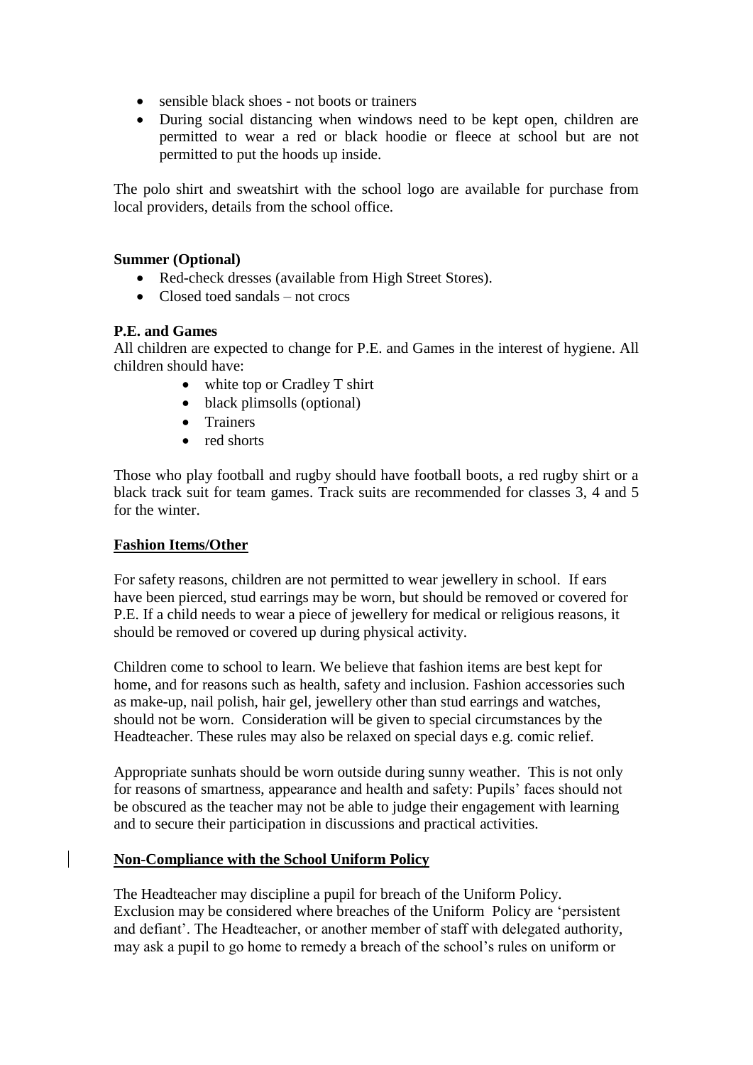- sensible black shoes - not boots or trainers
- During social distancing when windows need to be kept open, children are permitted to wear a red or black hoodie or fleece at school but are not permitted to put the hoods up inside.

The polo shirt and sweatshirt with the school logo are available for purchase from local providers, details from the school office.

**Summer (Optional)**

- Red-check dresses (available from High Street Stores).
- Closed toed sandals – not crocs

**P.E. and Games**

All children are expected to change for P.E. and Games in the interest of hygiene. All children should have:

- white top or Cradley T shirt
- black plimsolls (optional)
- Trainers
- red shorts

Those who play football and rugby should have football boots, a red rugby shirt or a black track suit for team games. Track suits are recommended for classes 3, 4 and 5 for the winter.

**Fashion Items/Other**

For safety reasons, children are not permitted to wear jewellery in school. If ears have been pierced, stud earrings may be worn, but should be removed or covered for P.E. If a child needs to wear a piece of jewellery for medical or religious reasons, it should be removed or covered up during physical activity.

Children come to school to learn. We believe that fashion items are best kept for home, and for reasons such as health, safety and inclusion. Fashion accessories such as make-up, nail polish, hair gel, jewellery other than stud earrings and watches, should not be worn. Consideration will be given to special circumstances by the Headteacher. These rules may also be relaxed on special days e.g. comic relief.

Appropriate sunhats should be worn outside during sunny weather. This is not only for reasons of smartness, appearance and health and safety: Pupils' faces should not be obscured as the teacher may not be able to judge their engagement with learning and to secure their participation in discussions and practical activities.

**Non-Compliance with the School Uniform Policy**

The Headteacher may discipline a pupil for breach of the Uniform Policy. Exclusion may be considered where breaches of the Uniform Policy are 'persistent and defiant'. The Headteacher, or another member of staff with delegated authority, may ask a pupil to go home to remedy a breach of the school's rules on uniform or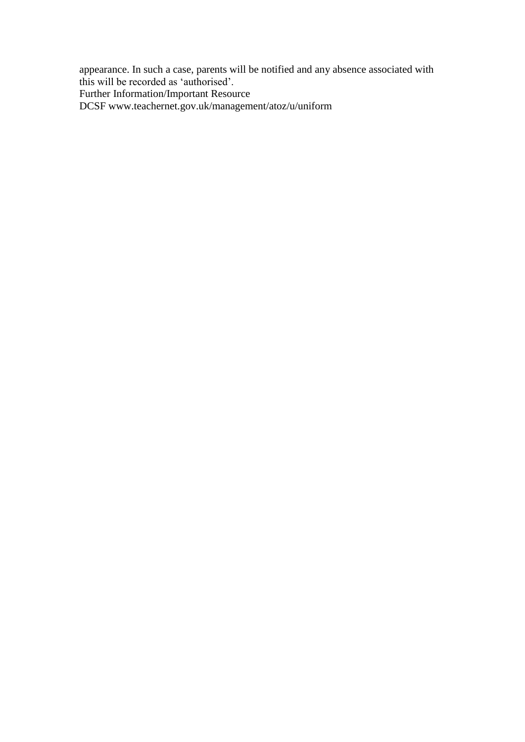appearance. In such a case, parents will be notified and any absence associated with this will be recorded as ‘authorised’.

Further Information/Important Resource

DCSF www.teachernet.gov.uk/management/atoz/u/uniform